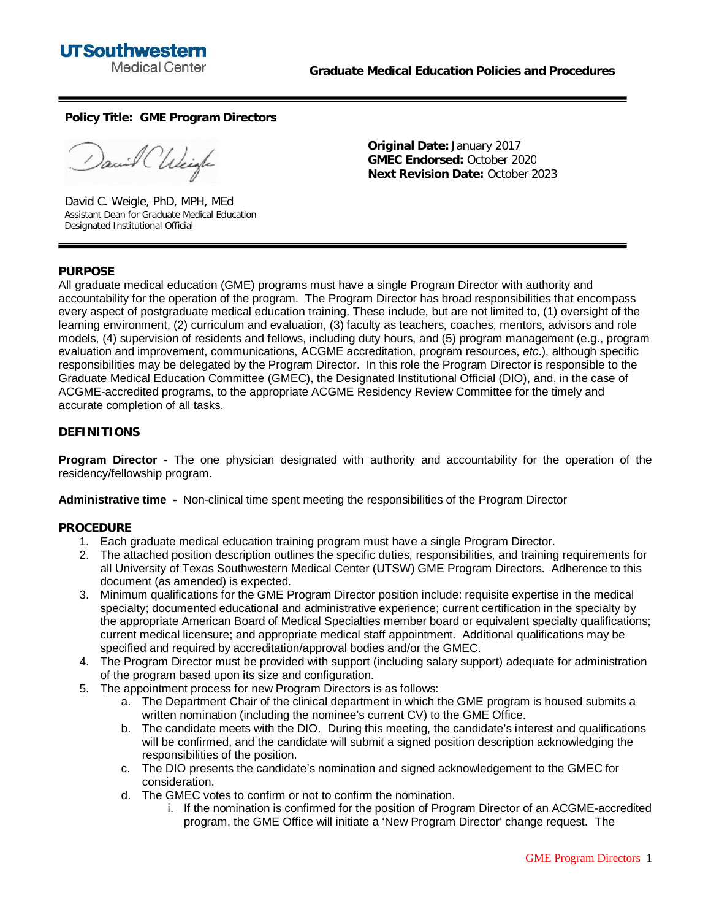UTSouthwestern Medical Center

**Graduate Medical Education Policies and Procedures**

---

**Policy Title: GME Program Directors**

David C. Weigle, PhD, MPH, MEd
Assistant Dean for Graduate Medical Education
Designated Institutional Official

**Original Date:** January 2017
**GMEC Endorsed:** October 2020
**Next Revision Date:** October 2023

---

## PURPOSE

All graduate medical education (GME) programs must have a single Program Director with authority and accountability for the operation of the program. The Program Director has broad responsibilities that encompass every aspect of postgraduate medical education training. These include, but are not limited to, (1) oversight of the learning environment, (2) curriculum and evaluation, (3) faculty as teachers, coaches, mentors, advisors and role models, (4) supervision of residents and fellows, including duty hours, and (5) program management (e.g., program evaluation and improvement, communications, ACGME accreditation, program resources, *etc*.), although specific responsibilities may be delegated by the Program Director. In this role the Program Director is responsible to the Graduate Medical Education Committee (GMEC), the Designated Institutional Official (DIO), and, in the case of ACGME-accredited programs, to the appropriate ACGME Residency Review Committee for the timely and accurate completion of all tasks.

## DEFINITIONS

**Program Director -** The one physician designated with authority and accountability for the operation of the residency/fellowship program.

**Administrative time -** Non-clinical time spent meeting the responsibilities of the Program Director

## PROCEDURE

1. Each graduate medical education training program must have a single Program Director.
2. The attached position description outlines the specific duties, responsibilities, and training requirements for all University of Texas Southwestern Medical Center (UTSW) GME Program Directors. Adherence to this document (as amended) is expected.
3. Minimum qualifications for the GME Program Director position include: requisite expertise in the medical specialty; documented educational and administrative experience; current certification in the specialty by the appropriate American Board of Medical Specialties member board or equivalent specialty qualifications; current medical licensure; and appropriate medical staff appointment. Additional qualifications may be specified and required by accreditation/approval bodies and/or the GMEC.
4. The Program Director must be provided with support (including salary support) adequate for administration of the program based upon its size and configuration.
5. The appointment process for new Program Directors is as follows:
    a. The Department Chair of the clinical department in which the GME program is housed submits a written nomination (including the nominee's current CV) to the GME Office.
    b. The candidate meets with the DIO. During this meeting, the candidate's interest and qualifications will be confirmed, and the candidate will submit a signed position description acknowledging the responsibilities of the position.
    c. The DIO presents the candidate's nomination and signed acknowledgement to the GMEC for consideration.
    d. The GMEC votes to confirm or not to confirm the nomination.
        i. If the nomination is confirmed for the position of Program Director of an ACGME-accredited program, the GME Office will initiate a 'New Program Director' change request. The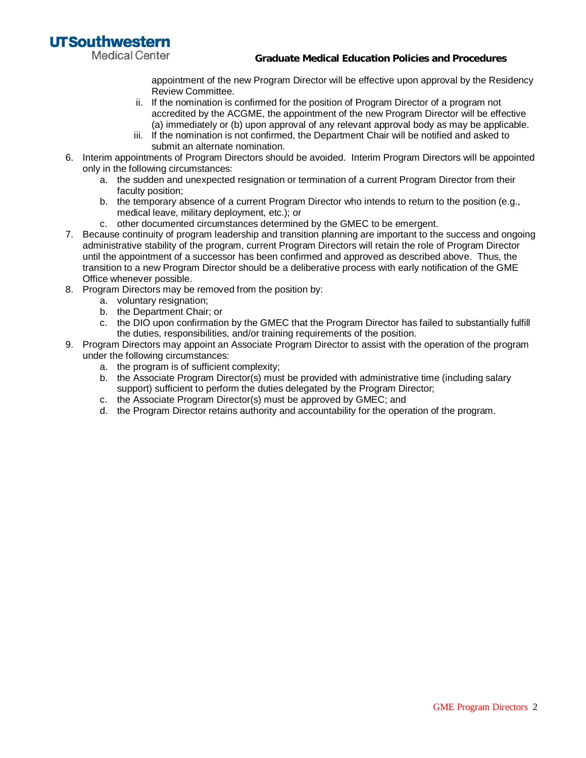appointment of the new Program Director will be effective upon approval by the Residency Review Committee.

   ii. If the nomination is confirmed for the position of Program Director of a program not accredited by the ACGME, the appointment of the new Program Director will be effective (a) immediately or (b) upon approval of any relevant approval body as may be applicable.
   iii. If the nomination is not confirmed, the Department Chair will be notified and asked to submit an alternate nomination.

6. Interim appointments of Program Directors should be avoided. Interim Program Directors will be appointed only in the following circumstances:
   a. the sudden and unexpected resignation or termination of a current Program Director from their faculty position;
   b. the temporary absence of a current Program Director who intends to return to the position (e.g., medical leave, military deployment, etc.); or
   c. other documented circumstances determined by the GMEC to be emergent.
7. Because continuity of program leadership and transition planning are important to the success and ongoing administrative stability of the program, current Program Directors will retain the role of Program Director until the appointment of a successor has been confirmed and approved as described above. Thus, the transition to a new Program Director should be a deliberative process with early notification of the GME Office whenever possible.
8. Program Directors may be removed from the position by:
   a. voluntary resignation;
   b. the Department Chair; or
   c. the DIO upon confirmation by the GMEC that the Program Director has failed to substantially fulfill the duties, responsibilities, and/or training requirements of the position.
9. Program Directors may appoint an Associate Program Director to assist with the operation of the program under the following circumstances:
   a. the program is of sufficient complexity;
   b. the Associate Program Director(s) must be provided with administrative time (including salary support) sufficient to perform the duties delegated by the Program Director;
   c. the Associate Program Director(s) must be approved by GMEC; and
   d. the Program Director retains authority and accountability for the operation of the program.